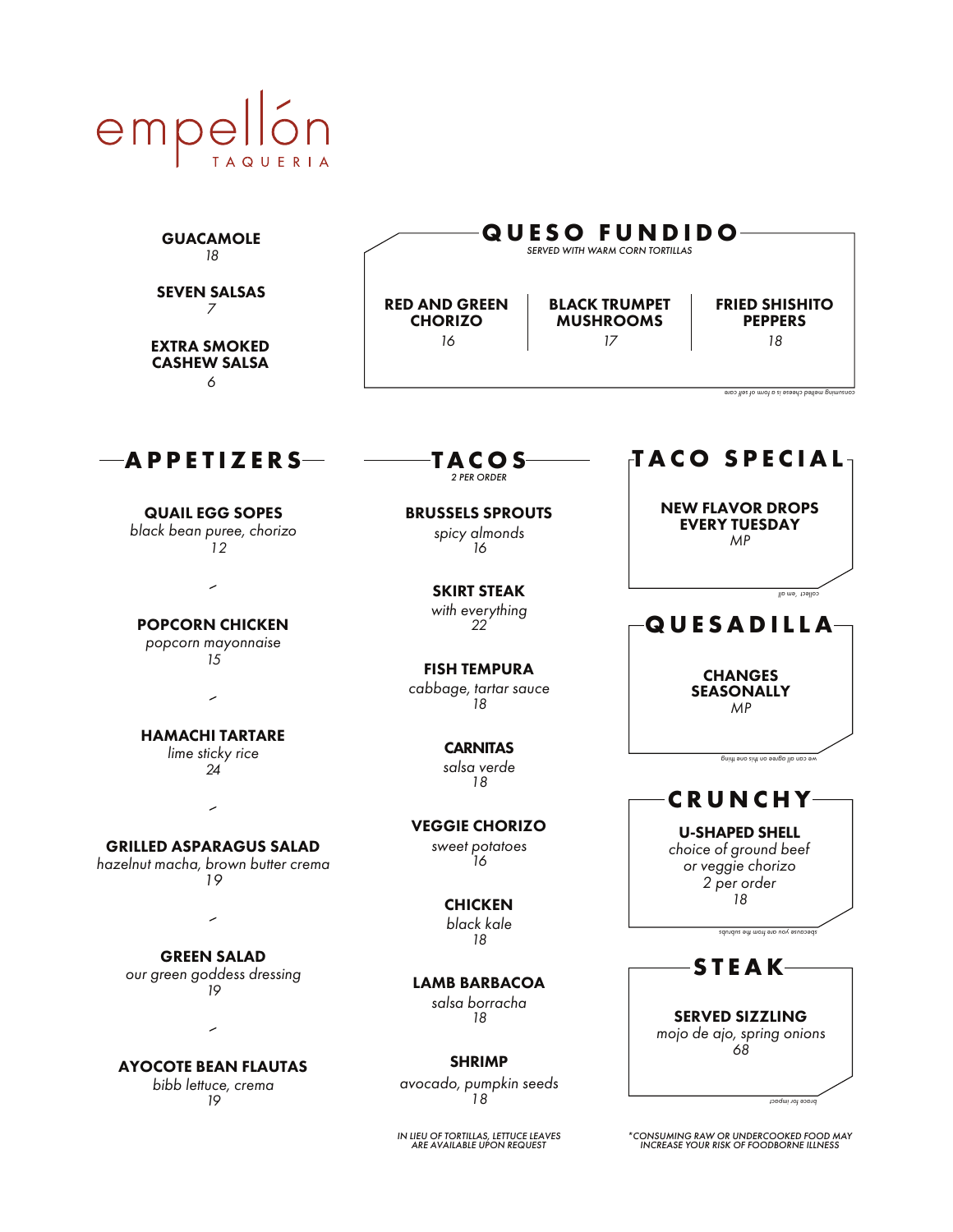# empellón
TAQUERIA

**GUACAMOLE**
*18*

**SEVEN SALSAS**
*7*

**EXTRA SMOKED CASHEW SALSA**
*6*

## QUESO FUNDIDO

*SERVED WITH WARM CORN TORTILLAS*

**RED AND GREEN CHORIZO**
*16*

**BLACK TRUMPET MUSHROOMS**
*17*

**FRIED SHISHITO PEPPERS**
*18*

*consuming melted cheese is a form of self care*

## APPETIZERS

**QUAIL EGG SOPES**
*black bean puree, chorizo*
*12*

**POPCORN CHICKEN**
*popcorn mayonnaise*
*15*

**HAMACHI TARTARE**
*lime sticky rice*
*24*

**GRILLED ASPARAGUS SALAD**
*hazelnut macha, brown butter crema*
*19*

**GREEN SALAD**
*our green goddess dressing*
*19*

**AYOCOTE BEAN FLAUTAS**
*bibb lettuce, crema*
*19*

## TACOS

*2 PER ORDER*

**BRUSSELS SPROUTS**
*spicy almonds*
*16*

**SKIRT STEAK**
*with everything*
*22*

**FISH TEMPURA**
*cabbage, tartar sauce*
*18*

**CARNITAS**
*salsa verde*
*18*

**VEGGIE CHORIZO**
*sweet potatoes*
*16*

**CHICKEN**
*black kale*
*18*

**LAMB BARBACOA**
*salsa borracha*
*18*

**SHRIMP**
*avocado, pumpkin seeds*
*18*

*IN LIEU OF TORTILLAS, LETTUCE LEAVES ARE AVAILABLE UPON REQUEST*

## TACO SPECIAL

**NEW FLAVOR DROPS EVERY TUESDAY**
*MP*

*collect 'em all*

## QUESADILLA

**CHANGES SEASONALLY**
*MP*

*we can all agree on this one thing*

## CRUNCHY

**U-SHAPED SHELL**
*choice of ground beef or veggie chorizo*
*2 per order*
*18*

*because you are from the suburbs*

## STEAK

**SERVED SIZZLING**
*mojo de ajo, spring onions*
*68*

*brace for impact*

*\*CONSUMING RAW OR UNDERCOOKED FOOD MAY INCREASE YOUR RISK OF FOODBORNE ILLNESS*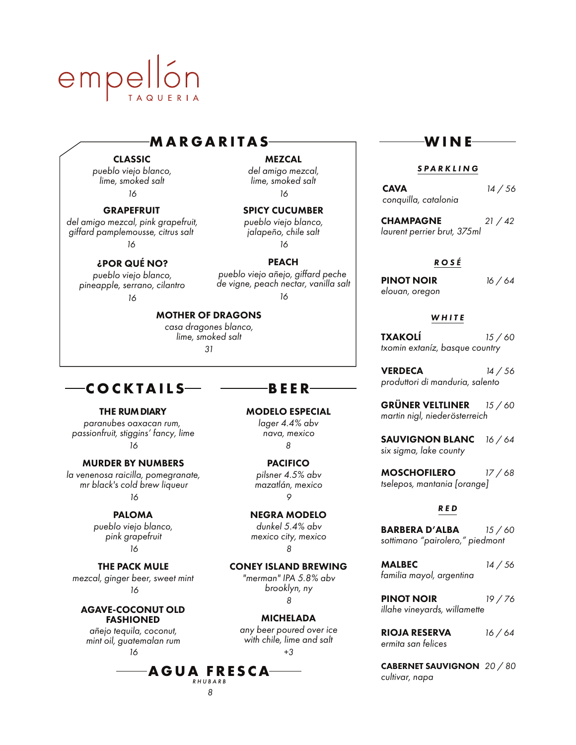# empellón

TAQUERIA

## MARGARITAS

**CLASSIC**
*pueblo viejo blanco, lime, smoked salt*
*16*

**MEZCAL**
*del amigo mezcal, lime, smoked salt*
*16*

**GRAPEFRUIT**
*del amigo mezcal, pink grapefruit, giffard pamplemousse, citrus salt*
*16*

**SPICY CUCUMBER**
*pueblo viejo blanco, jalapeño, chile salt*
*16*

**¿POR QUÉ NO?**
*pueblo viejo blanco, pineapple, serrano, cilantro*
*16*

**PEACH**
*pueblo viejo añejo, giffard peche de vigne, peach nectar, vanilla salt*
*16*

**MOTHER OF DRAGONS**
*casa dragones blanco, lime, smoked salt*
*31*

## COCKTAILS

**THE RUM DIARY**
*paranubes oaxacan rum, passionfruit, stiggins' fancy, lime*
*16*

**MURDER BY NUMBERS**
*la venenosa raicilla, pomegranate, mr black's cold brew liqueur*
*16*

**PALOMA**
*pueblo viejo blanco, pink grapefruit*
*16*

**THE PACK MULE**
*mezcal, ginger beer, sweet mint*
*16*

**AGAVE-COCONUT OLD FASHIONED**
*añejo tequila, coconut, mint oil, guatemalan rum*
*16*

## BEER

**MODELO ESPECIAL**
*lager 4.4% abv*
*nava, mexico*
*8*

**PACIFICO**
*pilsner 4.5% abv*
*mazatlán, mexico*
*9*

**NEGRA MODELO**
*dunkel 5.4% abv*
*mexico city, mexico*
*8*

**CONEY ISLAND BREWING**
*"merman" IPA 5.8% abv*
*brooklyn, ny*
*8*

**MICHELADA**
*any beer poured over ice with chile, lime and salt*
*+3*

## AGUA FRESCA

*RHUBARB*
*8*

## WINE

### SPARKLING

**CAVA** *14 / 56*
*conquilla, catalonia*

**CHAMPAGNE** *21 / 42*
*laurent perrier brut, 375ml*

### ROSÉ

**PINOT NOIR** *16 / 64*
*elouan, oregon*

### WHITE

**TXAKOLÍ** *15 / 60*
*txomin extaníz, basque country*

**VERDECA** *14 / 56*
*produttori di manduria, salento*

**GRÜNER VELTLINER** *15 / 60*
*martin nigl, niederösterreich*

**SAUVIGNON BLANC** *16 / 64*
*six sigma, lake county*

**MOSCHOFILERO** *17 / 68*
*tselepos, mantania [orange]*

### RED

**BARBERA D'ALBA** *15 / 60*
*sottimano "pairolero," piedmont*

**MALBEC** *14 / 56*
*familia mayol, argentina*

**PINOT NOIR** *19 / 76*
*illahe vineyards, willamette*

**RIOJA RESERVA** *16 / 64*
*ermita san felices*

**CABERNET SAUVIGNON** *20 / 80*
*cultivar, napa*